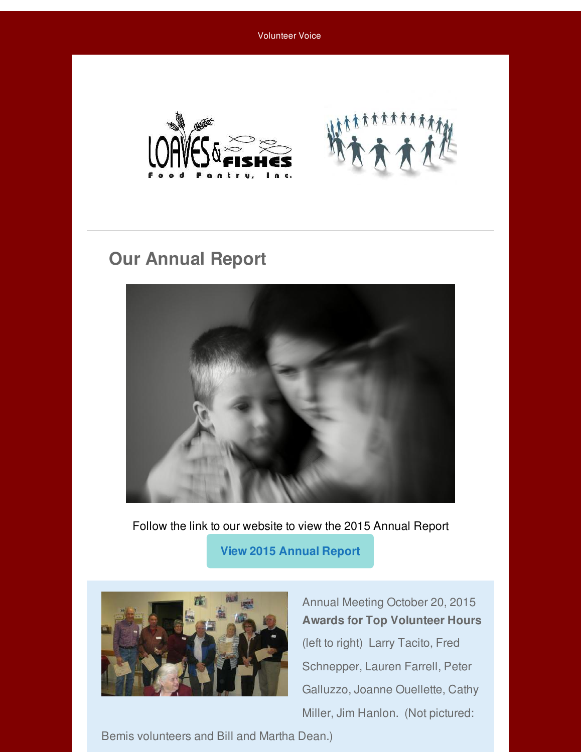Volunteer Voice

## Our Annual Report

Follow the link to our website to view the 2015 Annual Report

**View 2015 Annual Report**

Annual Meeting October 20, 2015

**Awards for Top Volunteer Hours**

(left to right) Larry Tacito, Fred Schnepper, Lauren Farrell, Peter Galluzzo, Joanne Ouellette, Cathy Miller, Jim Hanlon. (Not pictured: Bemis volunteers and Bill and Martha Dean.)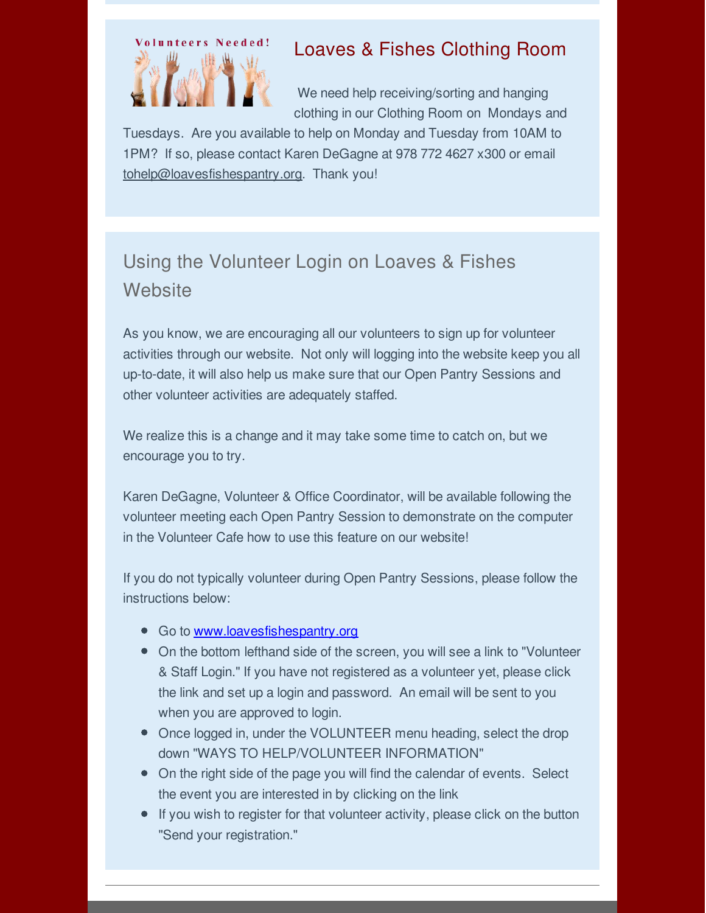## Loaves & Fishes Clothing Room

We need help receiving/sorting and hanging clothing in our Clothing Room on Mondays and Tuesdays. Are you available to help on Monday and Tuesday from 10AM to 1PM? If so, please contact Karen DeGagne at 978 772 4627 x300 or email tohelp@loavesfishespantry.org. Thank you!

## Using the Volunteer Login on Loaves & Fishes Website

As you know, we are encouraging all our volunteers to sign up for volunteer activities through our website. Not only will logging into the website keep you all up-to-date, it will also help us make sure that our Open Pantry Sessions and other volunteer activities are adequately staffed.

We realize this is a change and it may take some time to catch on, but we encourage you to try.

Karen DeGagne, Volunteer & Office Coordinator, will be available following the volunteer meeting each Open Pantry Session to demonstrate on the computer in the Volunteer Cafe how to use this feature on our website!

If you do not typically volunteer during Open Pantry Sessions, please follow the instructions below:

- Go to www.loavesfishespantry.org
- On the bottom lefthand side of the screen, you will see a link to "Volunteer & Staff Login." If you have not registered as a volunteer yet, please click the link and set up a login and password. An email will be sent to you when you are approved to login.
- Once logged in, under the VOLUNTEER menu heading, select the drop down "WAYS TO HELP/VOLUNTEER INFORMATION"
- On the right side of the page you will find the calendar of events. Select the event you are interested in by clicking on the link
- If you wish to register for that volunteer activity, please click on the button "Send your registration."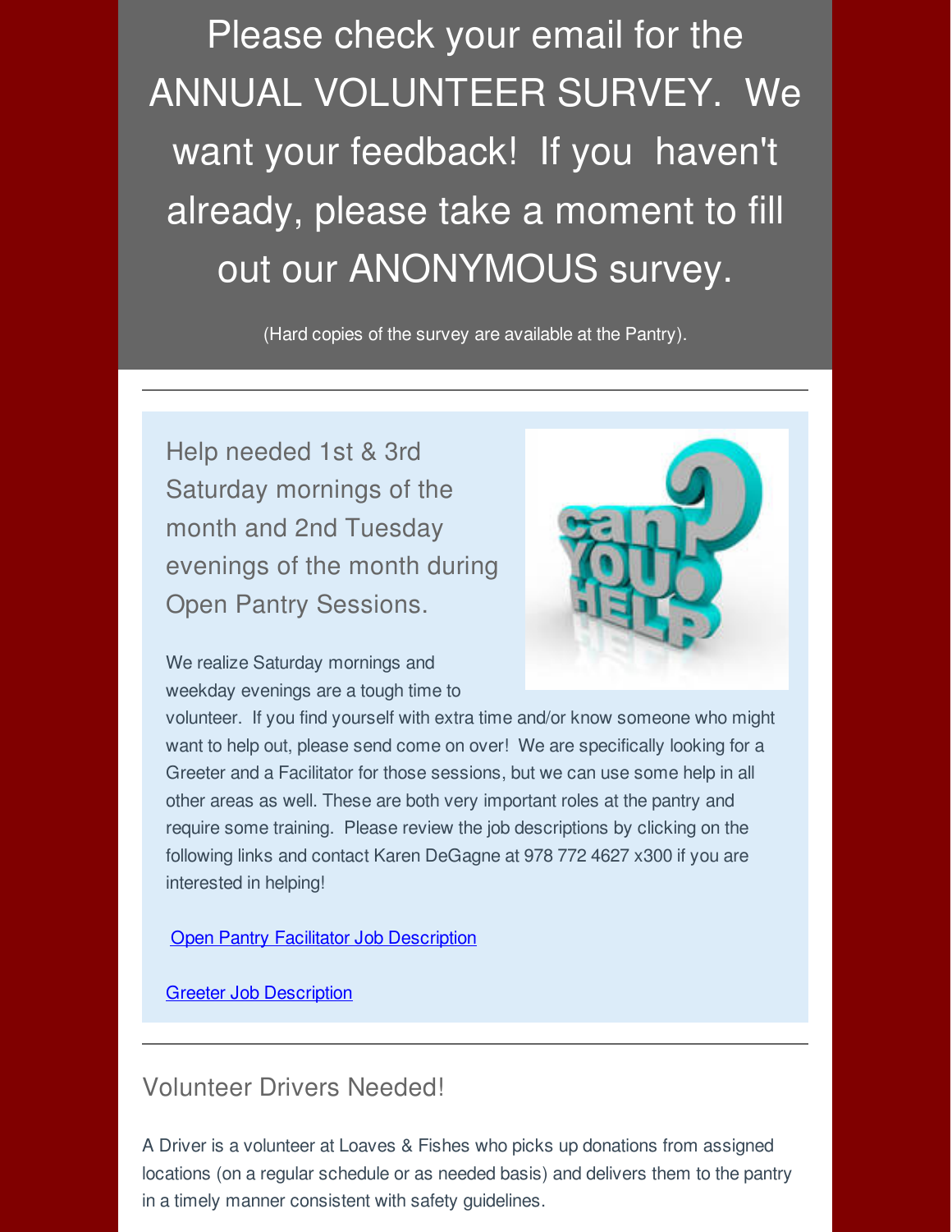Please check your email for the ANNUAL VOLUNTEER SURVEY. We want your feedback! If you haven't already, please take a moment to fill out our ANONYMOUS survey.

(Hard copies of the survey are available at the Pantry).

---

Help needed 1st & 3rd Saturday mornings of the month and 2nd Tuesday evenings of the month during Open Pantry Sessions.

We realize Saturday mornings and weekday evenings are a tough time to volunteer. If you find yourself with extra time and/or know someone who might want to help out, please send come on over! We are specifically looking for a Greeter and a Facilitator for those sessions, but we can use some help in all other areas as well. These are both very important roles at the pantry and require some training. Please review the job descriptions by clicking on the following links and contact Karen DeGagne at 978 772 4627 x300 if you are interested in helping!

Open Pantry Facilitator Job Description

Greeter Job Description

---

## Volunteer Drivers Needed!

A Driver is a volunteer at Loaves & Fishes who picks up donations from assigned locations (on a regular schedule or as needed basis) and delivers them to the pantry in a timely manner consistent with safety guidelines.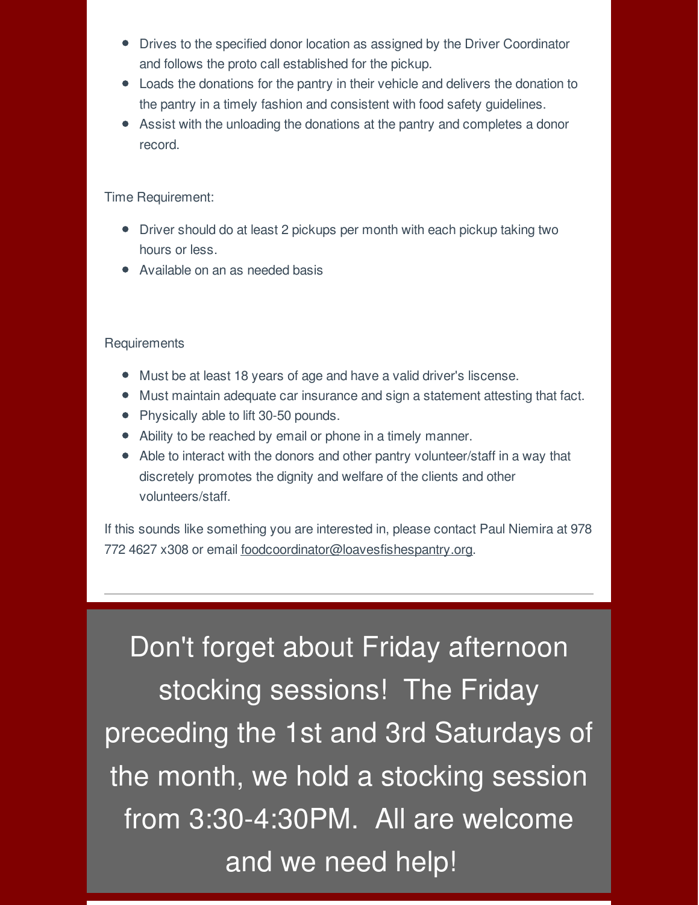- Drives to the specified donor location as assigned by the Driver Coordinator and follows the proto call established for the pickup.
- Loads the donations for the pantry in their vehicle and delivers the donation to the pantry in a timely fashion and consistent with food safety guidelines.
- Assist with the unloading the donations at the pantry and completes a donor record.

Time Requirement:

- Driver should do at least 2 pickups per month with each pickup taking two hours or less.
- Available on an as needed basis

Requirements

- Must be at least 18 years of age and have a valid driver's liscense.
- Must maintain adequate car insurance and sign a statement attesting that fact.
- Physically able to lift 30-50 pounds.
- Ability to be reached by email or phone in a timely manner.
- Able to interact with the donors and other pantry volunteer/staff in a way that discretely promotes the dignity and welfare of the clients and other volunteers/staff.

If this sounds like something you are interested in, please contact Paul Niemira at 978 772 4627 x308 or email foodcoordinator@loavesfishespantry.org.

---

## Don't forget about Friday afternoon stocking sessions! The Friday preceding the 1st and 3rd Saturdays of the month, we hold a stocking session from 3:30-4:30PM. All are welcome and we need help!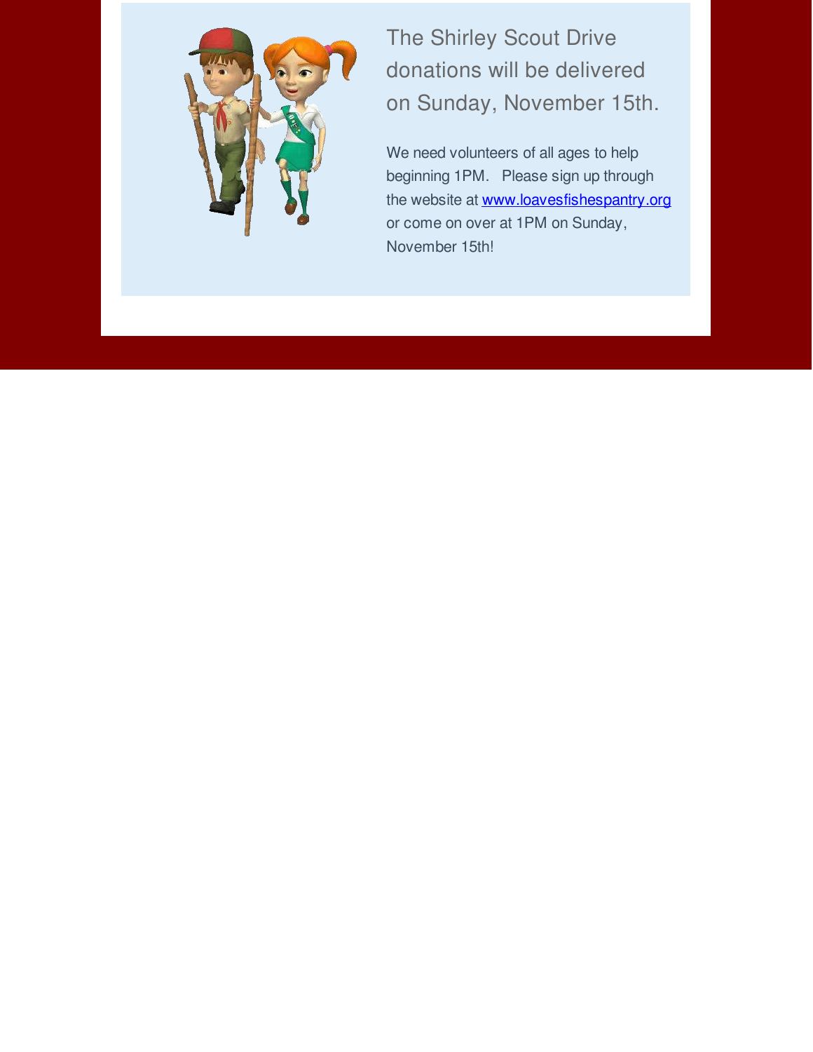## The Shirley Scout Drive donations will be delivered on Sunday, November 15th.

We need volunteers of all ages to help beginning 1PM.   Please sign up through the website at [www.loavesfishespantry.org](http://www.loavesfishespantry.org) or come on over at 1PM on Sunday, November 15th!